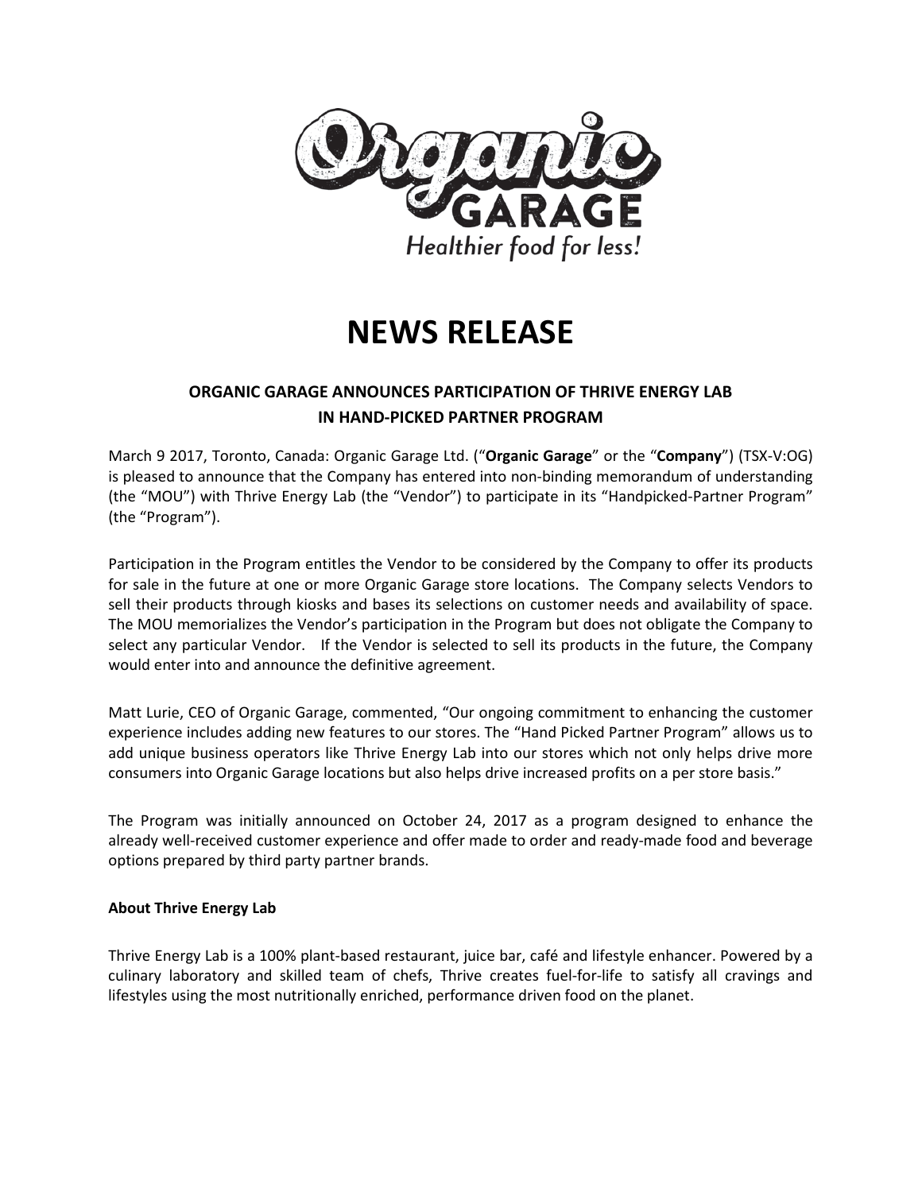Organic GARAGE

*Healthier food for less!*

# NEWS RELEASE

## ORGANIC GARAGE ANNOUNCES PARTICIPATION OF THRIVE ENERGY LAB IN HAND-PICKED PARTNER PROGRAM

March 9 2017, Toronto, Canada: Organic Garage Ltd. ("**Organic Garage**" or the "**Company**") (TSX-V:OG) is pleased to announce that the Company has entered into non-binding memorandum of understanding (the "MOU") with Thrive Energy Lab (the "Vendor") to participate in its "Handpicked-Partner Program" (the "Program").

Participation in the Program entitles the Vendor to be considered by the Company to offer its products for sale in the future at one or more Organic Garage store locations. The Company selects Vendors to sell their products through kiosks and bases its selections on customer needs and availability of space. The MOU memorializes the Vendor's participation in the Program but does not obligate the Company to select any particular Vendor. If the Vendor is selected to sell its products in the future, the Company would enter into and announce the definitive agreement.

Matt Lurie, CEO of Organic Garage, commented, "Our ongoing commitment to enhancing the customer experience includes adding new features to our stores. The "Hand Picked Partner Program" allows us to add unique business operators like Thrive Energy Lab into our stores which not only helps drive more consumers into Organic Garage locations but also helps drive increased profits on a per store basis."

The Program was initially announced on October 24, 2017 as a program designed to enhance the already well-received customer experience and offer made to order and ready-made food and beverage options prepared by third party partner brands.

**About Thrive Energy Lab**

Thrive Energy Lab is a 100% plant-based restaurant, juice bar, café and lifestyle enhancer. Powered by a culinary laboratory and skilled team of chefs, Thrive creates fuel-for-life to satisfy all cravings and lifestyles using the most nutritionally enriched, performance driven food on the planet.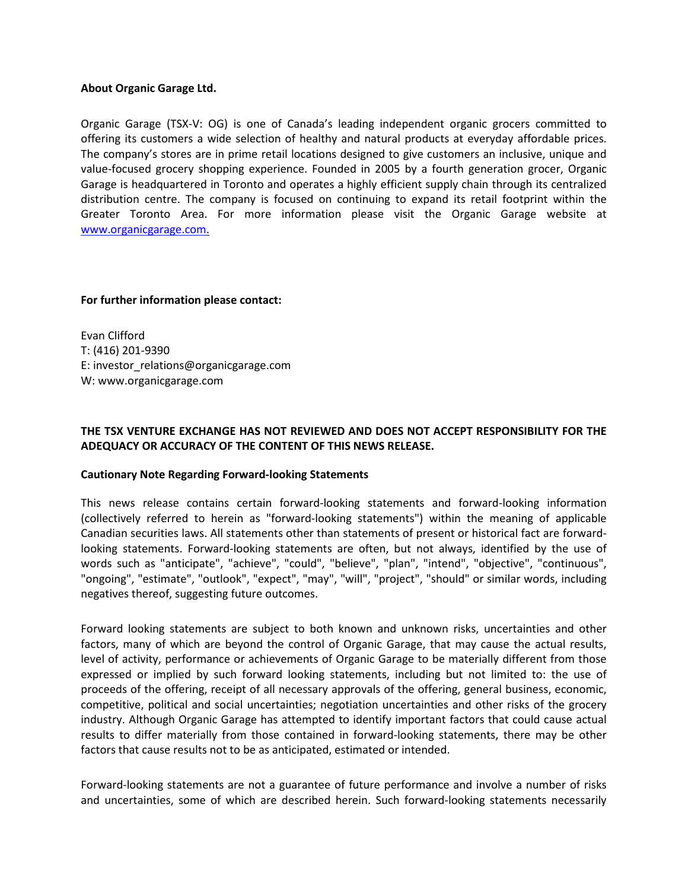**About Organic Garage Ltd.**

Organic Garage (TSX-V: OG) is one of Canada's leading independent organic grocers committed to offering its customers a wide selection of healthy and natural products at everyday affordable prices. The company's stores are in prime retail locations designed to give customers an inclusive, unique and value-focused grocery shopping experience. Founded in 2005 by a fourth generation grocer, Organic Garage is headquartered in Toronto and operates a highly efficient supply chain through its centralized distribution centre. The company is focused on continuing to expand its retail footprint within the Greater Toronto Area. For more information please visit the Organic Garage website at [www.organicgarage.com.](http://www.organicgarage.com)

**For further information please contact:**

Evan Clifford
T: (416) 201-9390
E: investor_relations@organicgarage.com
W: www.organicgarage.com

**THE TSX VENTURE EXCHANGE HAS NOT REVIEWED AND DOES NOT ACCEPT RESPONSIBILITY FOR THE ADEQUACY OR ACCURACY OF THE CONTENT OF THIS NEWS RELEASE.**

**Cautionary Note Regarding Forward-looking Statements**

This news release contains certain forward-looking statements and forward-looking information (collectively referred to herein as "forward-looking statements") within the meaning of applicable Canadian securities laws. All statements other than statements of present or historical fact are forward-looking statements. Forward-looking statements are often, but not always, identified by the use of words such as "anticipate", "achieve", "could", "believe", "plan", "intend", "objective", "continuous", "ongoing", "estimate", "outlook", "expect", "may", "will", "project", "should" or similar words, including negatives thereof, suggesting future outcomes.

Forward looking statements are subject to both known and unknown risks, uncertainties and other factors, many of which are beyond the control of Organic Garage, that may cause the actual results, level of activity, performance or achievements of Organic Garage to be materially different from those expressed or implied by such forward looking statements, including but not limited to: the use of proceeds of the offering, receipt of all necessary approvals of the offering, general business, economic, competitive, political and social uncertainties; negotiation uncertainties and other risks of the grocery industry. Although Organic Garage has attempted to identify important factors that could cause actual results to differ materially from those contained in forward-looking statements, there may be other factors that cause results not to be as anticipated, estimated or intended.

Forward-looking statements are not a guarantee of future performance and involve a number of risks and uncertainties, some of which are described herein. Such forward-looking statements necessarily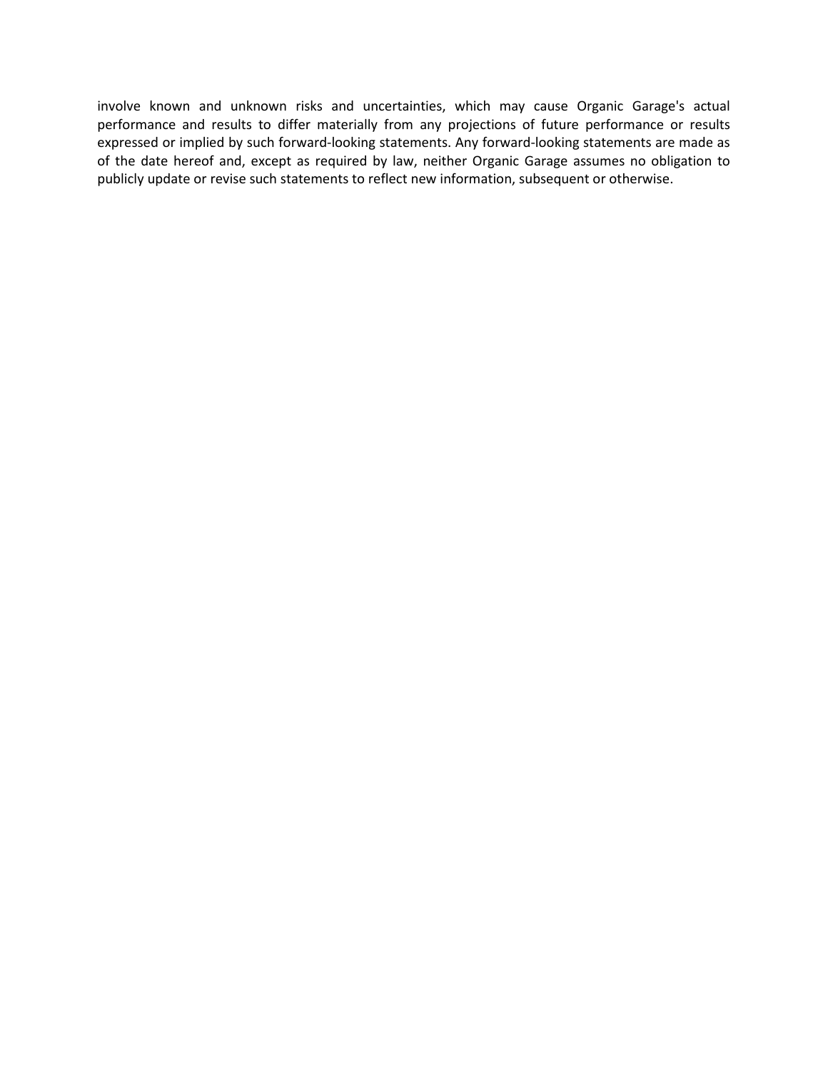involve known and unknown risks and uncertainties, which may cause Organic Garage's actual performance and results to differ materially from any projections of future performance or results expressed or implied by such forward-looking statements. Any forward-looking statements are made as of the date hereof and, except as required by law, neither Organic Garage assumes no obligation to publicly update or revise such statements to reflect new information, subsequent or otherwise.